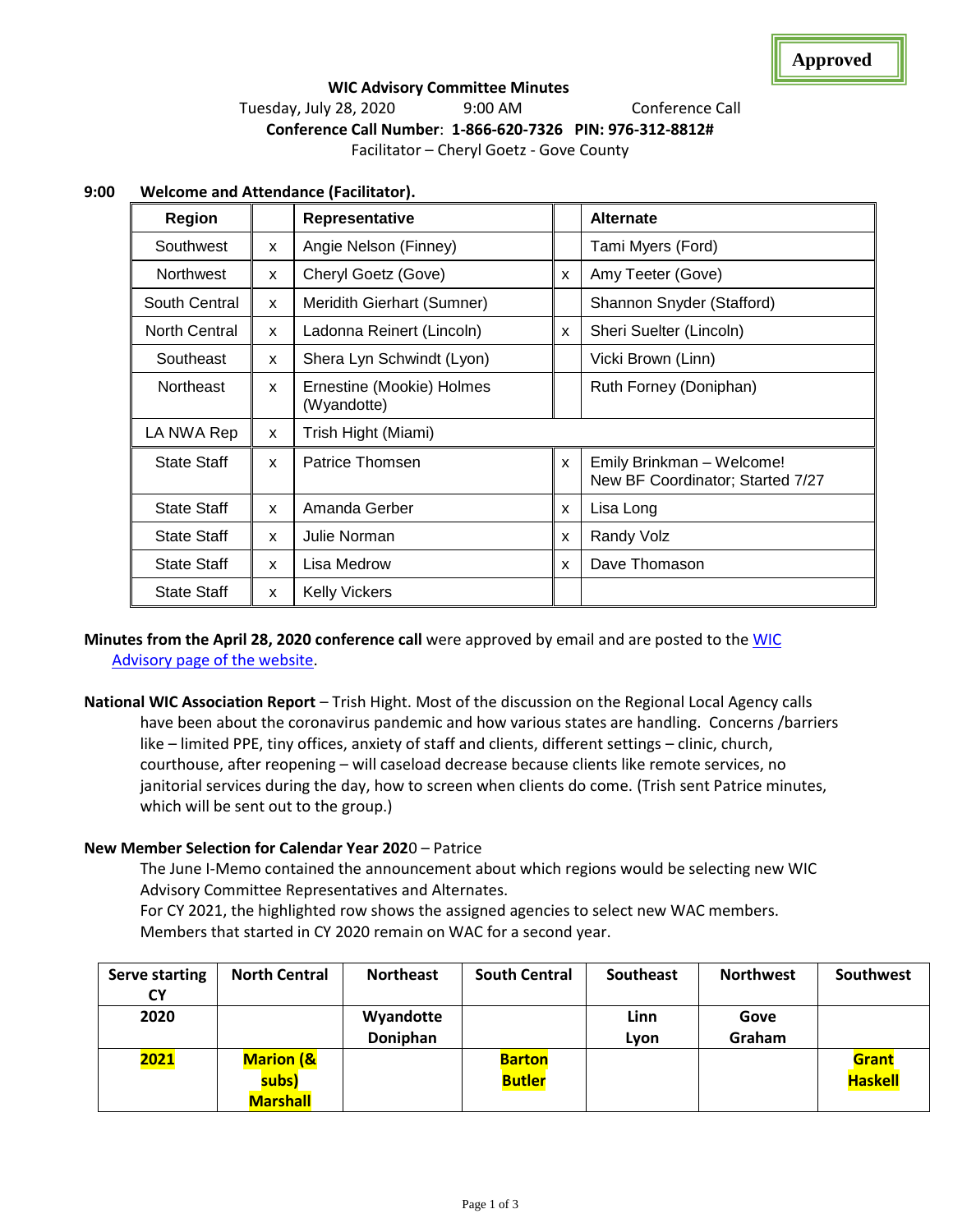**Approved**

**WIC Advisory Committee Minutes**

Tuesday, July 28, 2020 9:00 AM Conference Call

**Conference Call Number**: **1-866-620-7326 PIN: 976-312-8812#**

Facilitator – Cheryl Goetz - Gove County

**9:00 Welcome and Attendance (Facilitator).**

| Region | | Representative | | Alternate |
|---|---|---|---|---|
| Southwest | x | Angie Nelson (Finney) | | Tami Myers (Ford) |
| Northwest | x | Cheryl Goetz (Gove) | x | Amy Teeter (Gove) |
| South Central | x | Meridith Gierhart (Sumner) | | Shannon Snyder (Stafford) |
| North Central | x | Ladonna Reinert (Lincoln) | x | Sheri Suelter (Lincoln) |
| Southeast | x | Shera Lyn Schwindt (Lyon) | | Vicki Brown (Linn) |
| Northeast | x | Ernestine (Mookie) Holmes (Wyandotte) | | Ruth Forney (Doniphan) |
| LA NWA Rep | x | Trish Hight (Miami) | | |
| State Staff | x | Patrice Thomsen | x | Emily Brinkman – Welcome! New BF Coordinator; Started 7/27 |
| State Staff | x | Amanda Gerber | x | Lisa Long |
| State Staff | x | Julie Norman | x | Randy Volz |
| State Staff | x | Lisa Medrow | x | Dave Thomason |
| State Staff | x | Kelly Vickers | | |

**Minutes from the April 28, 2020 conference call** were approved by email and are posted to the WIC Advisory page of the website.

**National WIC Association Report** – Trish Hight. Most of the discussion on the Regional Local Agency calls have been about the coronavirus pandemic and how various states are handling. Concerns /barriers like – limited PPE, tiny offices, anxiety of staff and clients, different settings – clinic, church, courthouse, after reopening – will caseload decrease because clients like remote services, no janitorial services during the day, how to screen when clients do come. (Trish sent Patrice minutes, which will be sent out to the group.)

**New Member Selection for Calendar Year 202**0 – Patrice

The June I-Memo contained the announcement about which regions would be selecting new WIC Advisory Committee Representatives and Alternates.

For CY 2021, the highlighted row shows the assigned agencies to select new WAC members. Members that started in CY 2020 remain on WAC for a second year.

| Serve starting CY | North Central | Northeast | South Central | Southeast | Northwest | Southwest |
|---|---|---|---|---|---|---|
| **2020** | | **Wyandotte Doniphan** | | **Linn Lyon** | **Gove Graham** | |
| **2021** | **Marion (& subs) Marshall** | | **Barton Butler** | | | **Grant Haskell** |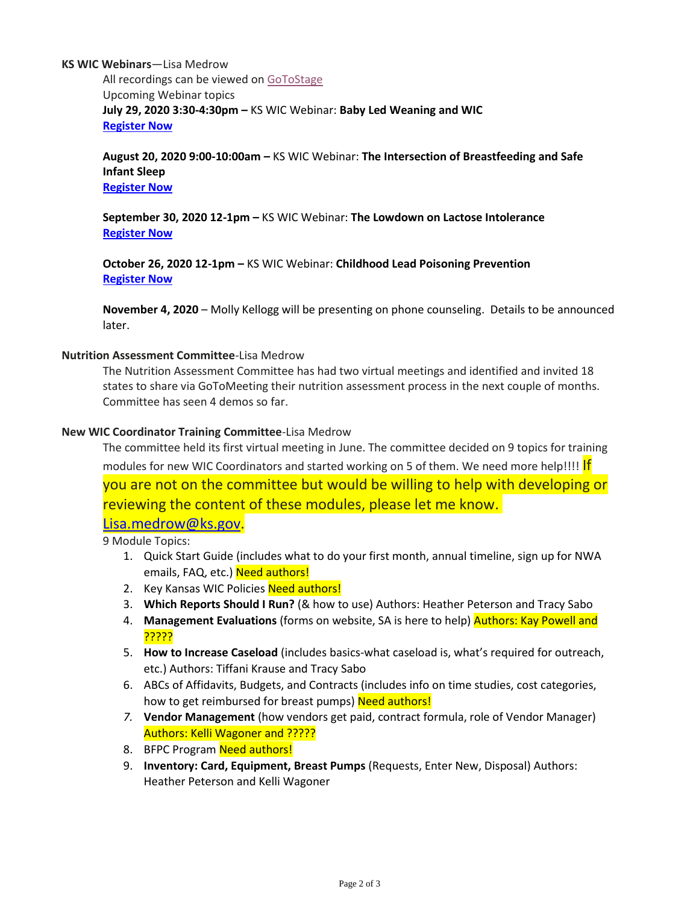**KS WIC Webinars**—Lisa Medrow

All recordings can be viewed on GoToStage

Upcoming Webinar topics

**July 29, 2020 3:30-4:30pm –** KS WIC Webinar: **Baby Led Weaning and WIC**
**Register Now**

**August 20, 2020 9:00-10:00am –** KS WIC Webinar: **The Intersection of Breastfeeding and Safe Infant Sleep**
**Register Now**

**September 30, 2020 12-1pm –** KS WIC Webinar: **The Lowdown on Lactose Intolerance**
**Register Now**

**October 26, 2020 12-1pm –** KS WIC Webinar: **Childhood Lead Poisoning Prevention**
**Register Now**

**November 4, 2020** – Molly Kellogg will be presenting on phone counseling. Details to be announced later.

**Nutrition Assessment Committee**-Lisa Medrow

The Nutrition Assessment Committee has had two virtual meetings and identified and invited 18 states to share via GoToMeeting their nutrition assessment process in the next couple of months. Committee has seen 4 demos so far.

**New WIC Coordinator Training Committee**-Lisa Medrow

The committee held its first virtual meeting in June. The committee decided on 9 topics for training modules for new WIC Coordinators and started working on 5 of them. We need more help!!!! If you are not on the committee but would be willing to help with developing or reviewing the content of these modules, please let me know. Lisa.medrow@ks.gov.

9 Module Topics:

1. Quick Start Guide (includes what to do your first month, annual timeline, sign up for NWA emails, FAQ, etc.) Need authors!
2. Key Kansas WIC Policies Need authors!
3. **Which Reports Should I Run?** (& how to use) Authors: Heather Peterson and Tracy Sabo
4. **Management Evaluations** (forms on website, SA is here to help) Authors: Kay Powell and ?????
5. **How to Increase Caseload** (includes basics-what caseload is, what's required for outreach, etc.) Authors: Tiffani Krause and Tracy Sabo
6. ABCs of Affidavits, Budgets, and Contracts (includes info on time studies, cost categories, how to get reimbursed for breast pumps) Need authors!
7. **Vendor Management** (how vendors get paid, contract formula, role of Vendor Manager) Authors: Kelli Wagoner and ?????
8. BFPC Program Need authors!
9. **Inventory: Card, Equipment, Breast Pumps** (Requests, Enter New, Disposal) Authors: Heather Peterson and Kelli Wagoner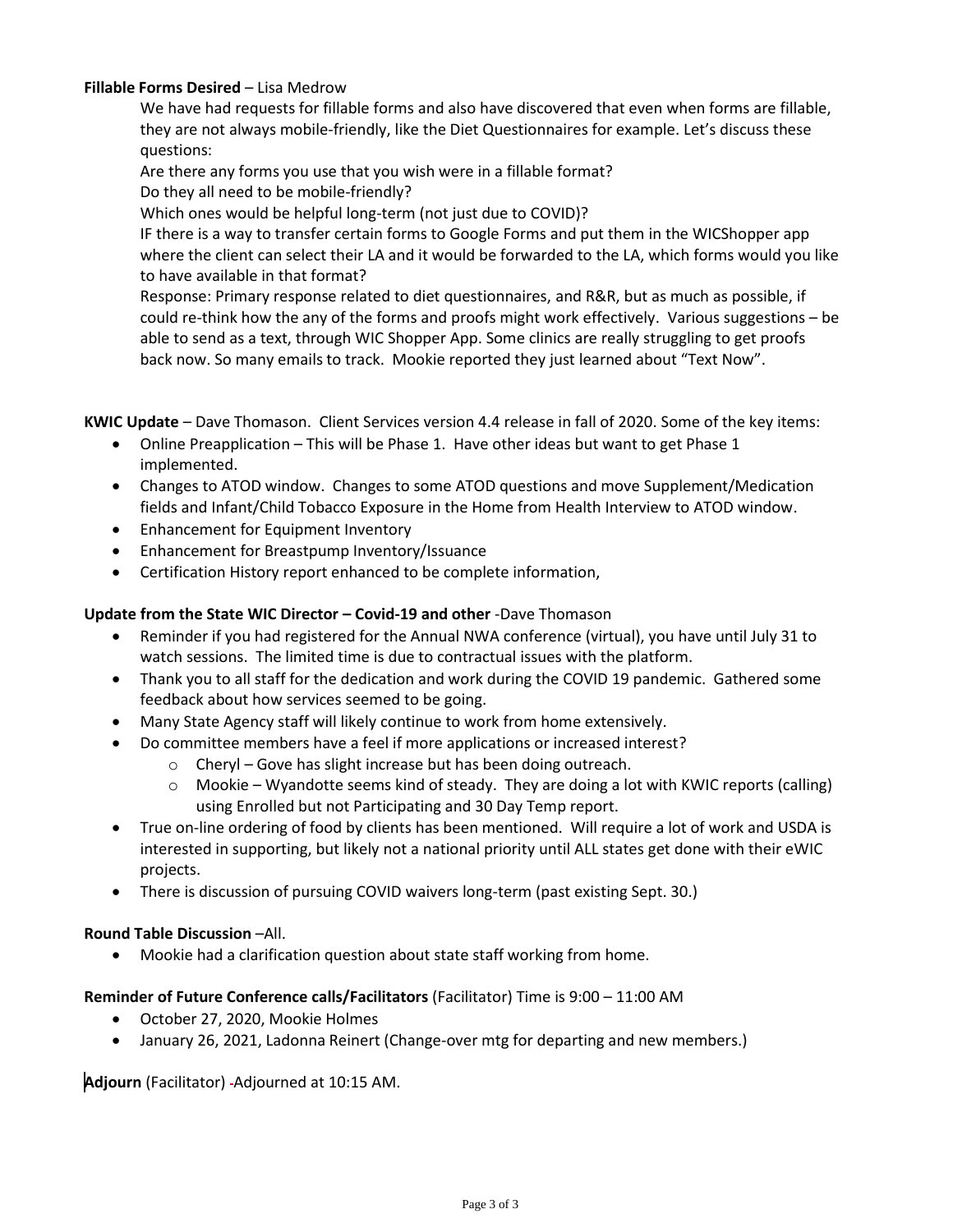**Fillable Forms Desired** – Lisa Medrow

We have had requests for fillable forms and also have discovered that even when forms are fillable, they are not always mobile-friendly, like the Diet Questionnaires for example. Let's discuss these questions:

Are there any forms you use that you wish were in a fillable format?

Do they all need to be mobile-friendly?

Which ones would be helpful long-term (not just due to COVID)?

IF there is a way to transfer certain forms to Google Forms and put them in the WICShopper app where the client can select their LA and it would be forwarded to the LA, which forms would you like to have available in that format?

Response: Primary response related to diet questionnaires, and R&R, but as much as possible, if could re-think how the any of the forms and proofs might work effectively. Various suggestions – be able to send as a text, through WIC Shopper App. Some clinics are really struggling to get proofs back now. So many emails to track. Mookie reported they just learned about "Text Now".

**KWIC Update** – Dave Thomason. Client Services version 4.4 release in fall of 2020. Some of the key items:

- Online Preapplication – This will be Phase 1. Have other ideas but want to get Phase 1 implemented.
- Changes to ATOD window. Changes to some ATOD questions and move Supplement/Medication fields and Infant/Child Tobacco Exposure in the Home from Health Interview to ATOD window.
- Enhancement for Equipment Inventory
- Enhancement for Breastpump Inventory/Issuance
- Certification History report enhanced to be complete information,

**Update from the State WIC Director – Covid-19 and other** -Dave Thomason

- Reminder if you had registered for the Annual NWA conference (virtual), you have until July 31 to watch sessions. The limited time is due to contractual issues with the platform.
- Thank you to all staff for the dedication and work during the COVID 19 pandemic. Gathered some feedback about how services seemed to be going.
- Many State Agency staff will likely continue to work from home extensively.
- Do committee members have a feel if more applications or increased interest?
  - Cheryl – Gove has slight increase but has been doing outreach.
  - Mookie – Wyandotte seems kind of steady. They are doing a lot with KWIC reports (calling) using Enrolled but not Participating and 30 Day Temp report.
- True on-line ordering of food by clients has been mentioned. Will require a lot of work and USDA is interested in supporting, but likely not a national priority until ALL states get done with their eWIC projects.
- There is discussion of pursuing COVID waivers long-term (past existing Sept. 30.)

**Round Table Discussion** –All.

- Mookie had a clarification question about state staff working from home.

**Reminder of Future Conference calls/Facilitators** (Facilitator) Time is 9:00 – 11:00 AM

- October 27, 2020, Mookie Holmes
- January 26, 2021, Ladonna Reinert (Change-over mtg for departing and new members.)

**Adjourn** (Facilitator) -Adjourned at 10:15 AM.